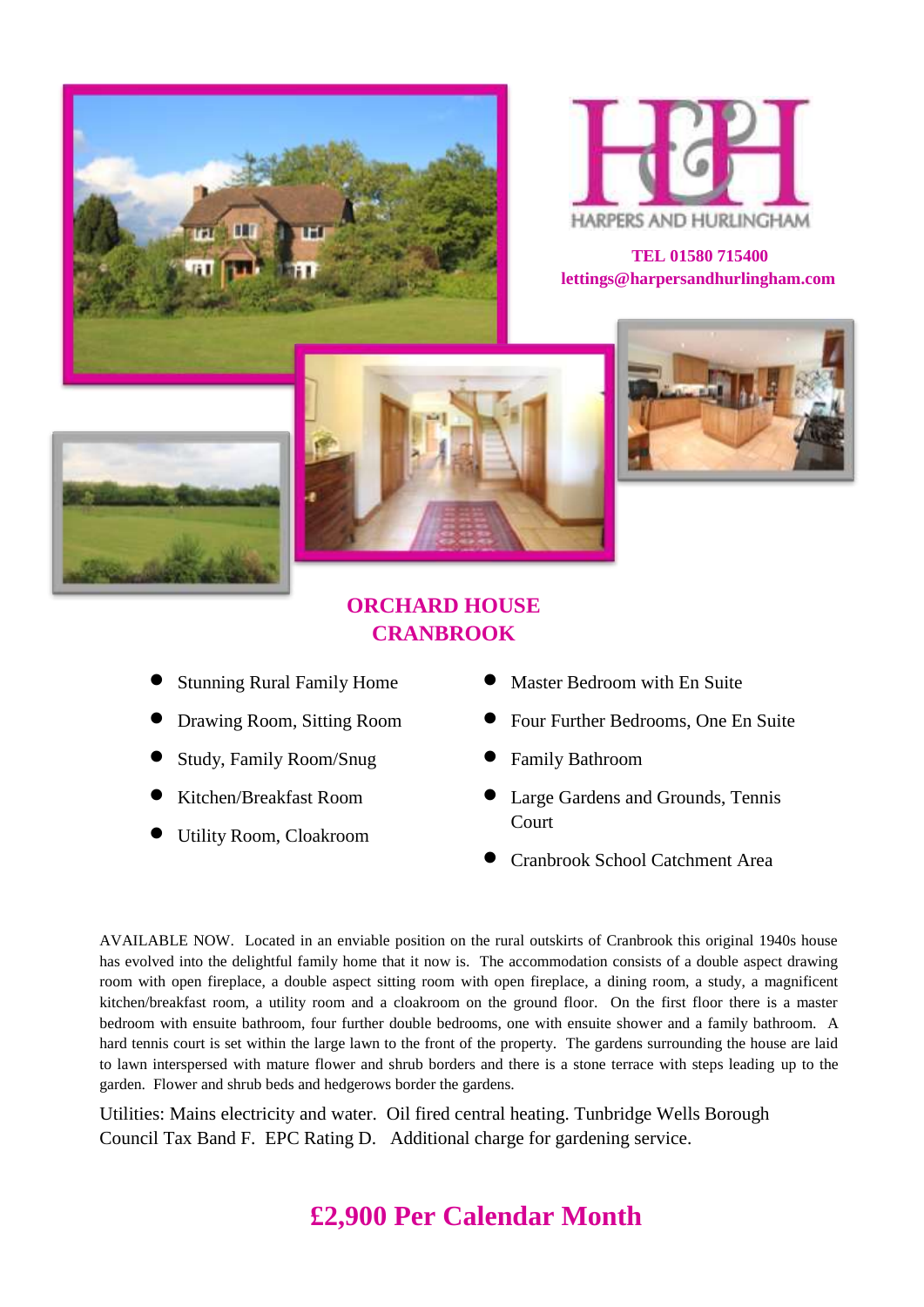HARPERS AND HURLINGHAM

**TEL 01580 715400**
**lettings@harpersandhurlingham.com**

# ORCHARD HOUSE
# CRANBROOK

- Stunning Rural Family Home
- Drawing Room, Sitting Room
- Study, Family Room/Snug
- Kitchen/Breakfast Room
- Utility Room, Cloakroom
- Master Bedroom with En Suite
- Four Further Bedrooms, One En Suite
- Family Bathroom
- Large Gardens and Grounds, Tennis Court
- Cranbrook School Catchment Area

AVAILABLE NOW. Located in an enviable position on the rural outskirts of Cranbrook this original 1940s house has evolved into the delightful family home that it now is. The accommodation consists of a double aspect drawing room with open fireplace, a double aspect sitting room with open fireplace, a dining room, a study, a magnificent kitchen/breakfast room, a utility room and a cloakroom on the ground floor. On the first floor there is a master bedroom with ensuite bathroom, four further double bedrooms, one with ensuite shower and a family bathroom. A hard tennis court is set within the large lawn to the front of the property. The gardens surrounding the house are laid to lawn interspersed with mature flower and shrub borders and there is a stone terrace with steps leading up to the garden. Flower and shrub beds and hedgerows border the gardens.

Utilities: Mains electricity and water. Oil fired central heating. Tunbridge Wells Borough Council Tax Band F. EPC Rating D. Additional charge for gardening service.

## £2,900 Per Calendar Month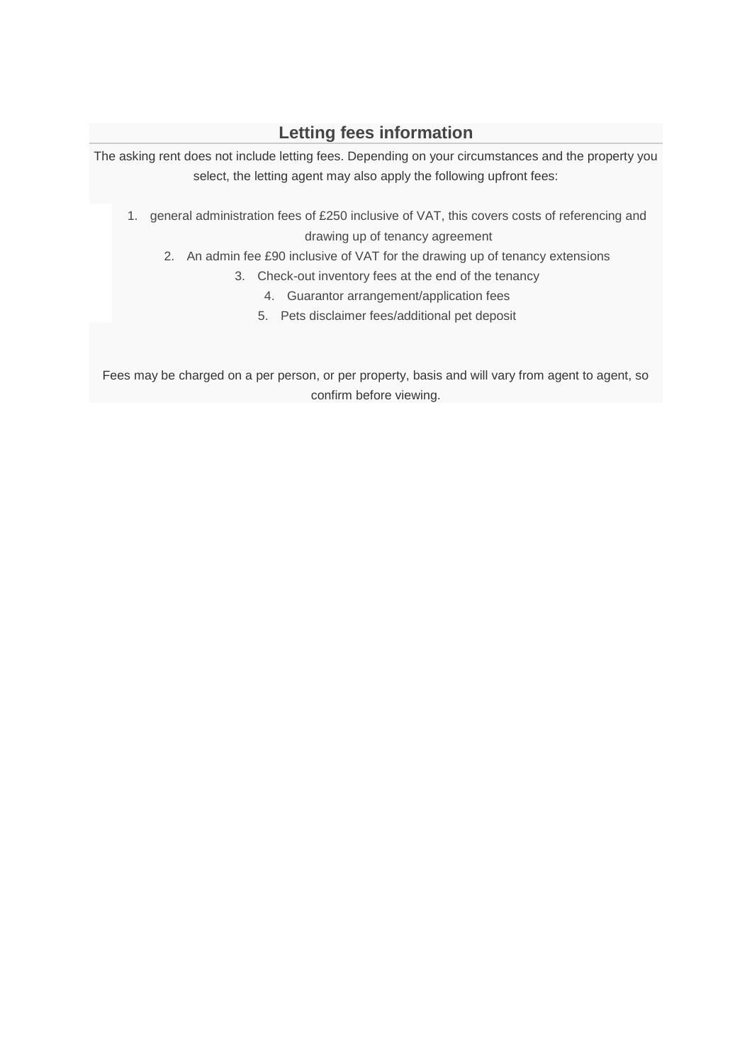## Letting fees information

The asking rent does not include letting fees. Depending on your circumstances and the property you select, the letting agent may also apply the following upfront fees:

1. general administration fees of £250 inclusive of VAT, this covers costs of referencing and drawing up of tenancy agreement
2. An admin fee £90 inclusive of VAT for the drawing up of tenancy extensions
3. Check-out inventory fees at the end of the tenancy
4. Guarantor arrangement/application fees
5. Pets disclaimer fees/additional pet deposit

Fees may be charged on a per person, or per property, basis and will vary from agent to agent, so confirm before viewing.